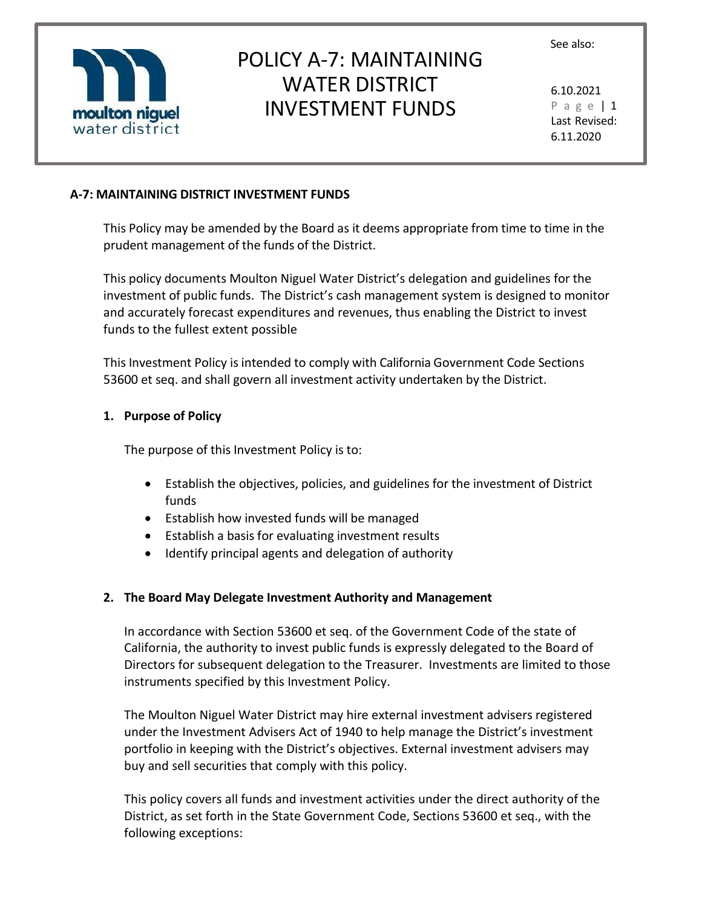# POLICY A-7: MAINTAINING WATER DISTRICT INVESTMENT FUNDS

See also:

6.10.2021

Last Revised: 6.11.2020

**A-7: MAINTAINING DISTRICT INVESTMENT FUNDS**

This Policy may be amended by the Board as it deems appropriate from time to time in the prudent management of the funds of the District.

This policy documents Moulton Niguel Water District's delegation and guidelines for the investment of public funds. The District's cash management system is designed to monitor and accurately forecast expenditures and revenues, thus enabling the District to invest funds to the fullest extent possible

This Investment Policy is intended to comply with California Government Code Sections 53600 et seq. and shall govern all investment activity undertaken by the District.

## 1. Purpose of Policy

The purpose of this Investment Policy is to:

- Establish the objectives, policies, and guidelines for the investment of District funds
- Establish how invested funds will be managed
- Establish a basis for evaluating investment results
- Identify principal agents and delegation of authority

## 2. The Board May Delegate Investment Authority and Management

In accordance with Section 53600 et seq. of the Government Code of the state of California, the authority to invest public funds is expressly delegated to the Board of Directors for subsequent delegation to the Treasurer. Investments are limited to those instruments specified by this Investment Policy.

The Moulton Niguel Water District may hire external investment advisers registered under the Investment Advisers Act of 1940 to help manage the District's investment portfolio in keeping with the District's objectives. External investment advisers may buy and sell securities that comply with this policy.

This policy covers all funds and investment activities under the direct authority of the District, as set forth in the State Government Code, Sections 53600 et seq., with the following exceptions: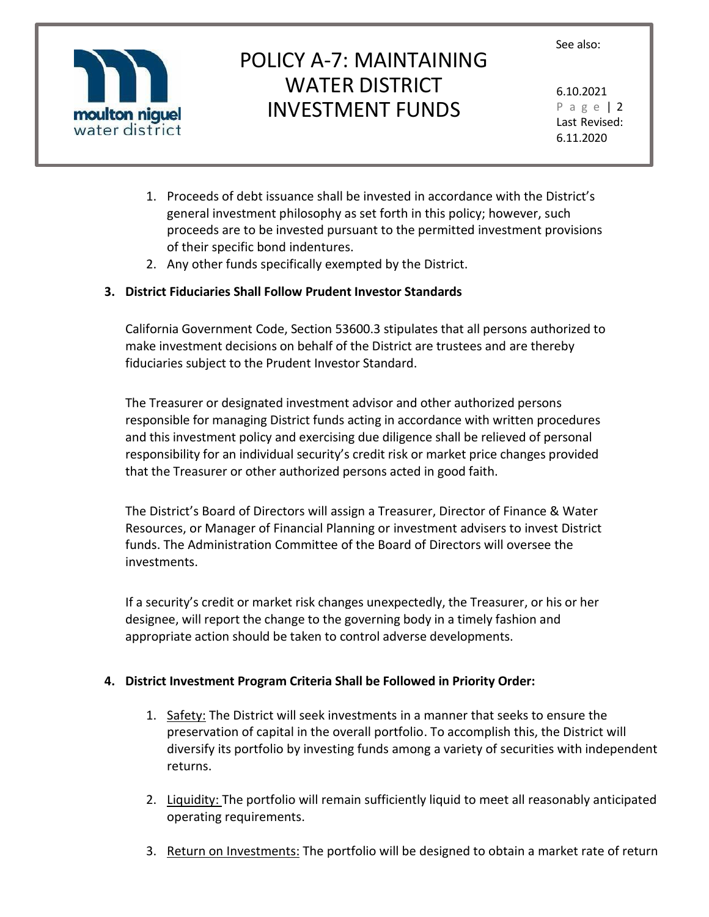1. Proceeds of debt issuance shall be invested in accordance with the District's general investment philosophy as set forth in this policy; however, such proceeds are to be invested pursuant to the permitted investment provisions of their specific bond indentures.
2. Any other funds specifically exempted by the District.

**3. District Fiduciaries Shall Follow Prudent Investor Standards**

California Government Code, Section 53600.3 stipulates that all persons authorized to make investment decisions on behalf of the District are trustees and are thereby fiduciaries subject to the Prudent Investor Standard.

The Treasurer or designated investment advisor and other authorized persons responsible for managing District funds acting in accordance with written procedures and this investment policy and exercising due diligence shall be relieved of personal responsibility for an individual security's credit risk or market price changes provided that the Treasurer or other authorized persons acted in good faith.

The District's Board of Directors will assign a Treasurer, Director of Finance & Water Resources, or Manager of Financial Planning or investment advisers to invest District funds. The Administration Committee of the Board of Directors will oversee the investments.

If a security's credit or market risk changes unexpectedly, the Treasurer, or his or her designee, will report the change to the governing body in a timely fashion and appropriate action should be taken to control adverse developments.

**4. District Investment Program Criteria Shall be Followed in Priority Order:**

1. Safety: The District will seek investments in a manner that seeks to ensure the preservation of capital in the overall portfolio. To accomplish this, the District will diversify its portfolio by investing funds among a variety of securities with independent returns.

2. Liquidity: The portfolio will remain sufficiently liquid to meet all reasonably anticipated operating requirements.

3. Return on Investments: The portfolio will be designed to obtain a market rate of return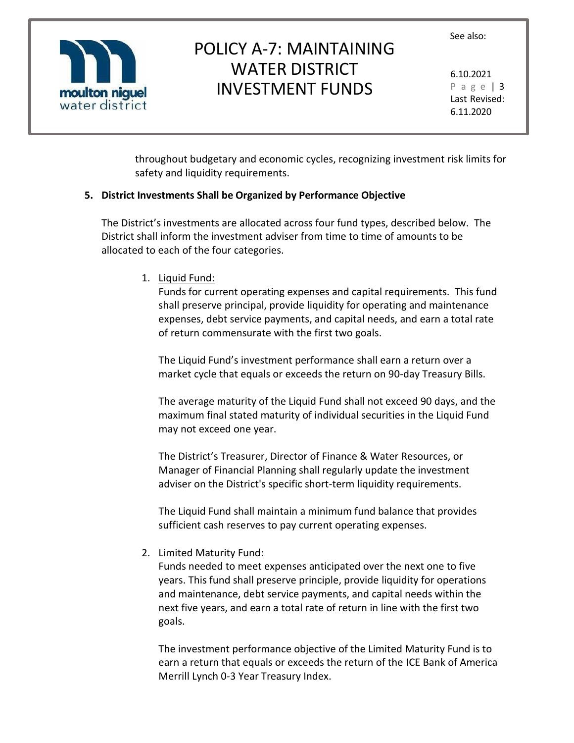throughout budgetary and economic cycles, recognizing investment risk limits for safety and liquidity requirements.

**5. District Investments Shall be Organized by Performance Objective**

The District's investments are allocated across four fund types, described below. The District shall inform the investment adviser from time to time of amounts to be allocated to each of the four categories.

1. Liquid Fund:
   Funds for current operating expenses and capital requirements. This fund shall preserve principal, provide liquidity for operating and maintenance expenses, debt service payments, and capital needs, and earn a total rate of return commensurate with the first two goals.

   The Liquid Fund's investment performance shall earn a return over a market cycle that equals or exceeds the return on 90-day Treasury Bills.

   The average maturity of the Liquid Fund shall not exceed 90 days, and the maximum final stated maturity of individual securities in the Liquid Fund may not exceed one year.

   The District's Treasurer, Director of Finance & Water Resources, or Manager of Financial Planning shall regularly update the investment adviser on the District's specific short-term liquidity requirements.

   The Liquid Fund shall maintain a minimum fund balance that provides sufficient cash reserves to pay current operating expenses.

2. Limited Maturity Fund:
   Funds needed to meet expenses anticipated over the next one to five years. This fund shall preserve principle, provide liquidity for operations and maintenance, debt service payments, and capital needs within the next five years, and earn a total rate of return in line with the first two goals.

   The investment performance objective of the Limited Maturity Fund is to earn a return that equals or exceeds the return of the ICE Bank of America Merrill Lynch 0-3 Year Treasury Index.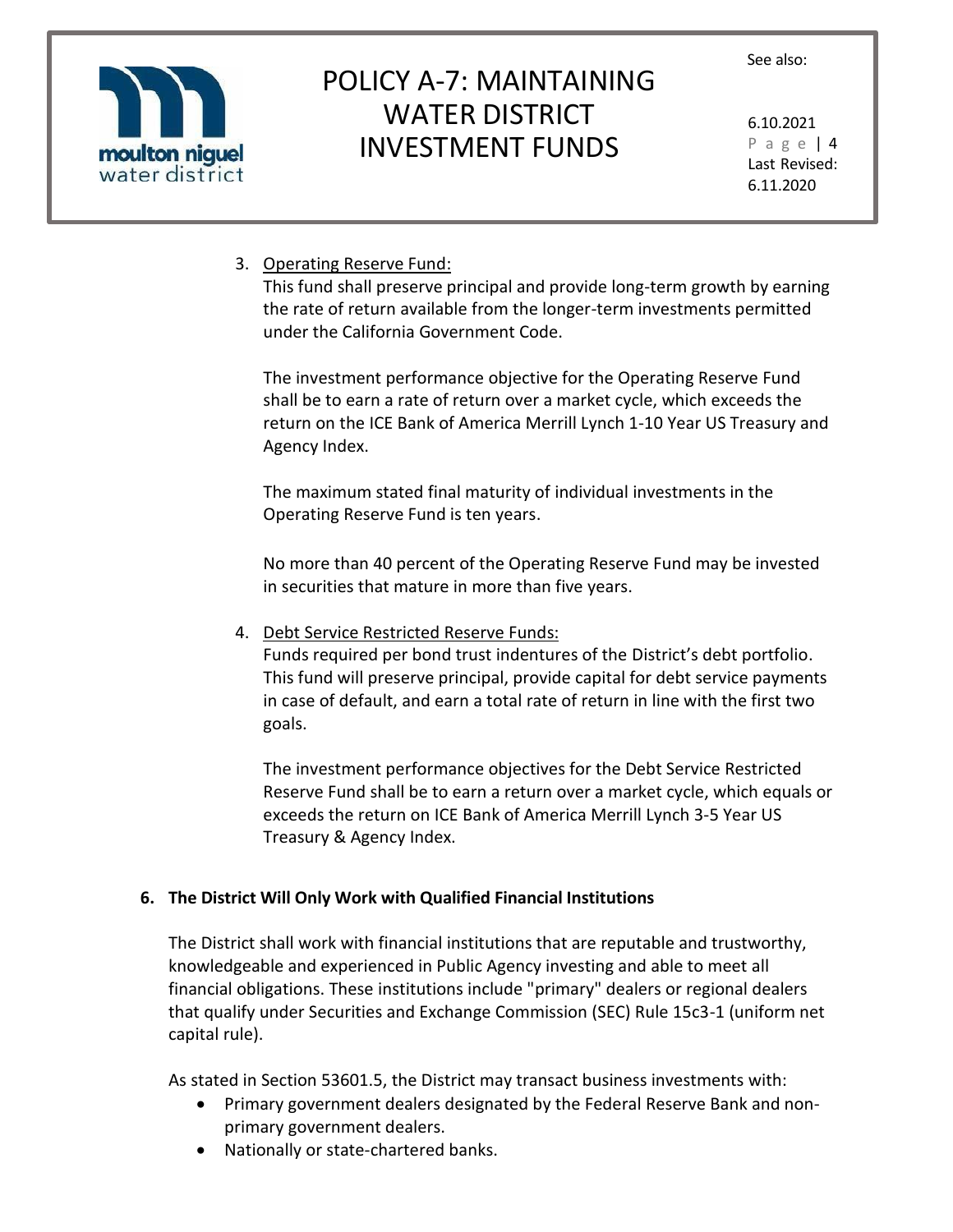3. <u>Operating Reserve Fund:</u>
   This fund shall preserve principal and provide long-term growth by earning the rate of return available from the longer-term investments permitted under the California Government Code.

   The investment performance objective for the Operating Reserve Fund shall be to earn a rate of return over a market cycle, which exceeds the return on the ICE Bank of America Merrill Lynch 1-10 Year US Treasury and Agency Index.

   The maximum stated final maturity of individual investments in the Operating Reserve Fund is ten years.

   No more than 40 percent of the Operating Reserve Fund may be invested in securities that mature in more than five years.

4. <u>Debt Service Restricted Reserve Funds:</u>
   Funds required per bond trust indentures of the District's debt portfolio. This fund will preserve principal, provide capital for debt service payments in case of default, and earn a total rate of return in line with the first two goals.

   The investment performance objectives for the Debt Service Restricted Reserve Fund shall be to earn a return over a market cycle, which equals or exceeds the return on ICE Bank of America Merrill Lynch 3-5 Year US Treasury & Agency Index.

**6. The District Will Only Work with Qualified Financial Institutions**

The District shall work with financial institutions that are reputable and trustworthy, knowledgeable and experienced in Public Agency investing and able to meet all financial obligations. These institutions include "primary" dealers or regional dealers that qualify under Securities and Exchange Commission (SEC) Rule 15c3-1 (uniform net capital rule).

As stated in Section 53601.5, the District may transact business investments with:

- Primary government dealers designated by the Federal Reserve Bank and non-primary government dealers.
- Nationally or state-chartered banks.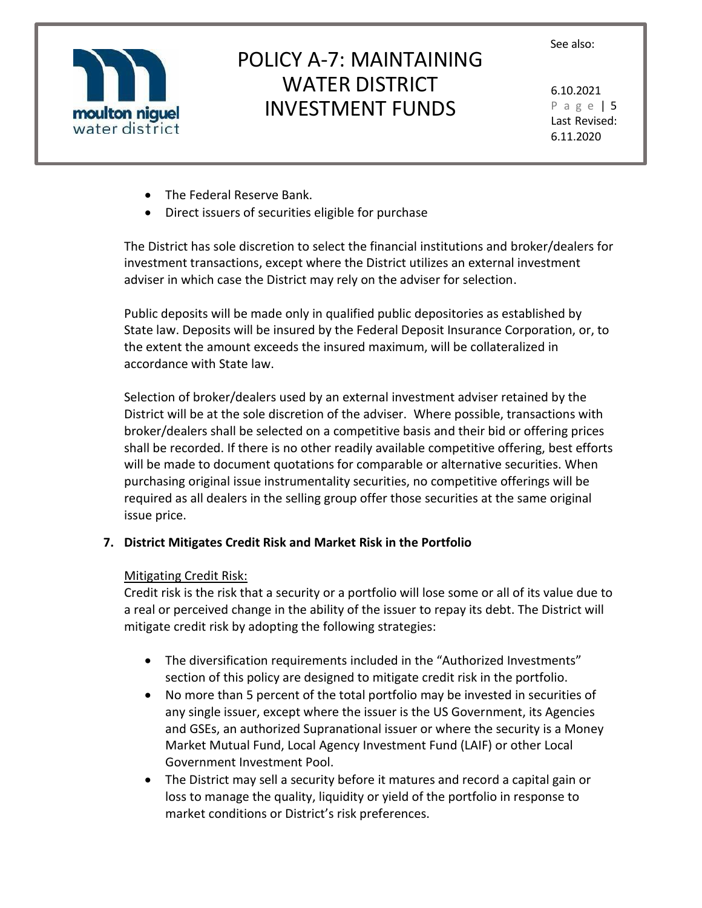- The Federal Reserve Bank.
- Direct issuers of securities eligible for purchase

The District has sole discretion to select the financial institutions and broker/dealers for investment transactions, except where the District utilizes an external investment adviser in which case the District may rely on the adviser for selection.

Public deposits will be made only in qualified public depositories as established by State law. Deposits will be insured by the Federal Deposit Insurance Corporation, or, to the extent the amount exceeds the insured maximum, will be collateralized in accordance with State law.

Selection of broker/dealers used by an external investment adviser retained by the District will be at the sole discretion of the adviser. Where possible, transactions with broker/dealers shall be selected on a competitive basis and their bid or offering prices shall be recorded. If there is no other readily available competitive offering, best efforts will be made to document quotations for comparable or alternative securities. When purchasing original issue instrumentality securities, no competitive offerings will be required as all dealers in the selling group offer those securities at the same original issue price.

## 7. District Mitigates Credit Risk and Market Risk in the Portfolio

Mitigating Credit Risk:

Credit risk is the risk that a security or a portfolio will lose some or all of its value due to a real or perceived change in the ability of the issuer to repay its debt. The District will mitigate credit risk by adopting the following strategies:

- The diversification requirements included in the "Authorized Investments" section of this policy are designed to mitigate credit risk in the portfolio.
- No more than 5 percent of the total portfolio may be invested in securities of any single issuer, except where the issuer is the US Government, its Agencies and GSEs, an authorized Supranational issuer or where the security is a Money Market Mutual Fund, Local Agency Investment Fund (LAIF) or other Local Government Investment Pool.
- The District may sell a security before it matures and record a capital gain or loss to manage the quality, liquidity or yield of the portfolio in response to market conditions or District's risk preferences.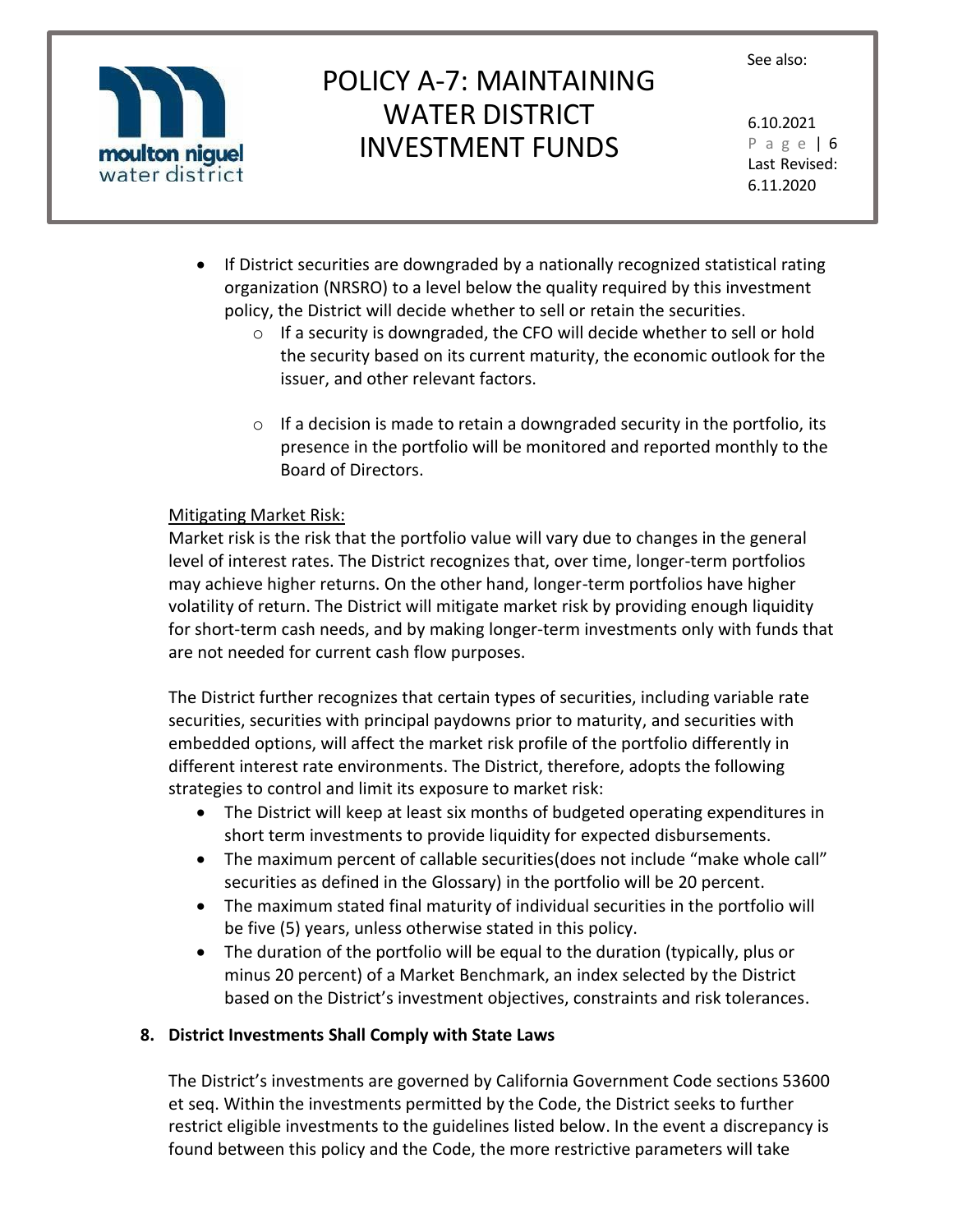- If District securities are downgraded by a nationally recognized statistical rating organization (NRSRO) to a level below the quality required by this investment policy, the District will decide whether to sell or retain the securities.
    - If a security is downgraded, the CFO will decide whether to sell or hold the security based on its current maturity, the economic outlook for the issuer, and other relevant factors.
    - If a decision is made to retain a downgraded security in the portfolio, its presence in the portfolio will be monitored and reported monthly to the Board of Directors.

<u>Mitigating Market Risk:</u>
Market risk is the risk that the portfolio value will vary due to changes in the general level of interest rates. The District recognizes that, over time, longer-term portfolios may achieve higher returns. On the other hand, longer-term portfolios have higher volatility of return. The District will mitigate market risk by providing enough liquidity for short-term cash needs, and by making longer-term investments only with funds that are not needed for current cash flow purposes.

The District further recognizes that certain types of securities, including variable rate securities, securities with principal paydowns prior to maturity, and securities with embedded options, will affect the market risk profile of the portfolio differently in different interest rate environments. The District, therefore, adopts the following strategies to control and limit its exposure to market risk:

- The District will keep at least six months of budgeted operating expenditures in short term investments to provide liquidity for expected disbursements.
- The maximum percent of callable securities(does not include "make whole call" securities as defined in the Glossary) in the portfolio will be 20 percent.
- The maximum stated final maturity of individual securities in the portfolio will be five (5) years, unless otherwise stated in this policy.
- The duration of the portfolio will be equal to the duration (typically, plus or minus 20 percent) of a Market Benchmark, an index selected by the District based on the District's investment objectives, constraints and risk tolerances.

**8. District Investments Shall Comply with State Laws**

The District's investments are governed by California Government Code sections 53600 et seq. Within the investments permitted by the Code, the District seeks to further restrict eligible investments to the guidelines listed below. In the event a discrepancy is found between this policy and the Code, the more restrictive parameters will take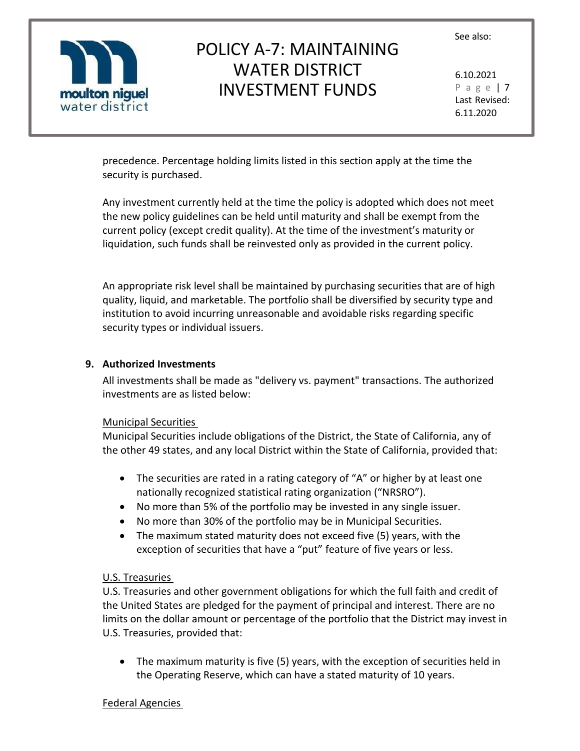precedence. Percentage holding limits listed in this section apply at the time the security is purchased.

Any investment currently held at the time the policy is adopted which does not meet the new policy guidelines can be held until maturity and shall be exempt from the current policy (except credit quality). At the time of the investment's maturity or liquidation, such funds shall be reinvested only as provided in the current policy.

An appropriate risk level shall be maintained by purchasing securities that are of high quality, liquid, and marketable. The portfolio shall be diversified by security type and institution to avoid incurring unreasonable and avoidable risks regarding specific security types or individual issuers.

## 9. Authorized Investments

All investments shall be made as "delivery vs. payment" transactions. The authorized investments are as listed below:

Municipal Securities

Municipal Securities include obligations of the District, the State of California, any of the other 49 states, and any local District within the State of California, provided that:

- The securities are rated in a rating category of "A" or higher by at least one nationally recognized statistical rating organization ("NRSRO").
- No more than 5% of the portfolio may be invested in any single issuer.
- No more than 30% of the portfolio may be in Municipal Securities.
- The maximum stated maturity does not exceed five (5) years, with the exception of securities that have a "put" feature of five years or less.

U.S. Treasuries

U.S. Treasuries and other government obligations for which the full faith and credit of the United States are pledged for the payment of principal and interest. There are no limits on the dollar amount or percentage of the portfolio that the District may invest in U.S. Treasuries, provided that:

- The maximum maturity is five (5) years, with the exception of securities held in the Operating Reserve, which can have a stated maturity of 10 years.

Federal Agencies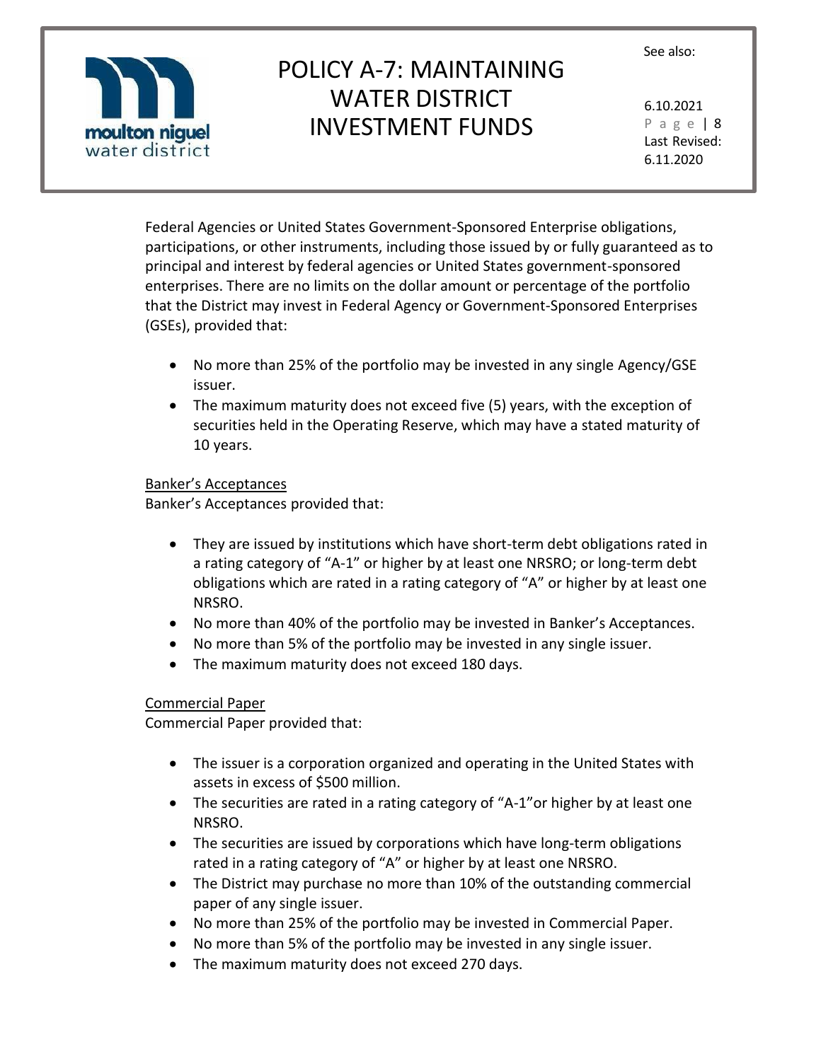Federal Agencies or United States Government-Sponsored Enterprise obligations, participations, or other instruments, including those issued by or fully guaranteed as to principal and interest by federal agencies or United States government-sponsored enterprises. There are no limits on the dollar amount or percentage of the portfolio that the District may invest in Federal Agency or Government-Sponsored Enterprises (GSEs), provided that:

- No more than 25% of the portfolio may be invested in any single Agency/GSE issuer.
- The maximum maturity does not exceed five (5) years, with the exception of securities held in the Operating Reserve, which may have a stated maturity of 10 years.

<u>Banker's Acceptances</u>

Banker's Acceptances provided that:

- They are issued by institutions which have short-term debt obligations rated in a rating category of "A-1" or higher by at least one NRSRO; or long-term debt obligations which are rated in a rating category of "A" or higher by at least one NRSRO.
- No more than 40% of the portfolio may be invested in Banker's Acceptances.
- No more than 5% of the portfolio may be invested in any single issuer.
- The maximum maturity does not exceed 180 days.

<u>Commercial Paper</u>

Commercial Paper provided that:

- The issuer is a corporation organized and operating in the United States with assets in excess of $500 million.
- The securities are rated in a rating category of "A-1"or higher by at least one NRSRO.
- The securities are issued by corporations which have long-term obligations rated in a rating category of "A" or higher by at least one NRSRO.
- The District may purchase no more than 10% of the outstanding commercial paper of any single issuer.
- No more than 25% of the portfolio may be invested in Commercial Paper.
- No more than 5% of the portfolio may be invested in any single issuer.
- The maximum maturity does not exceed 270 days.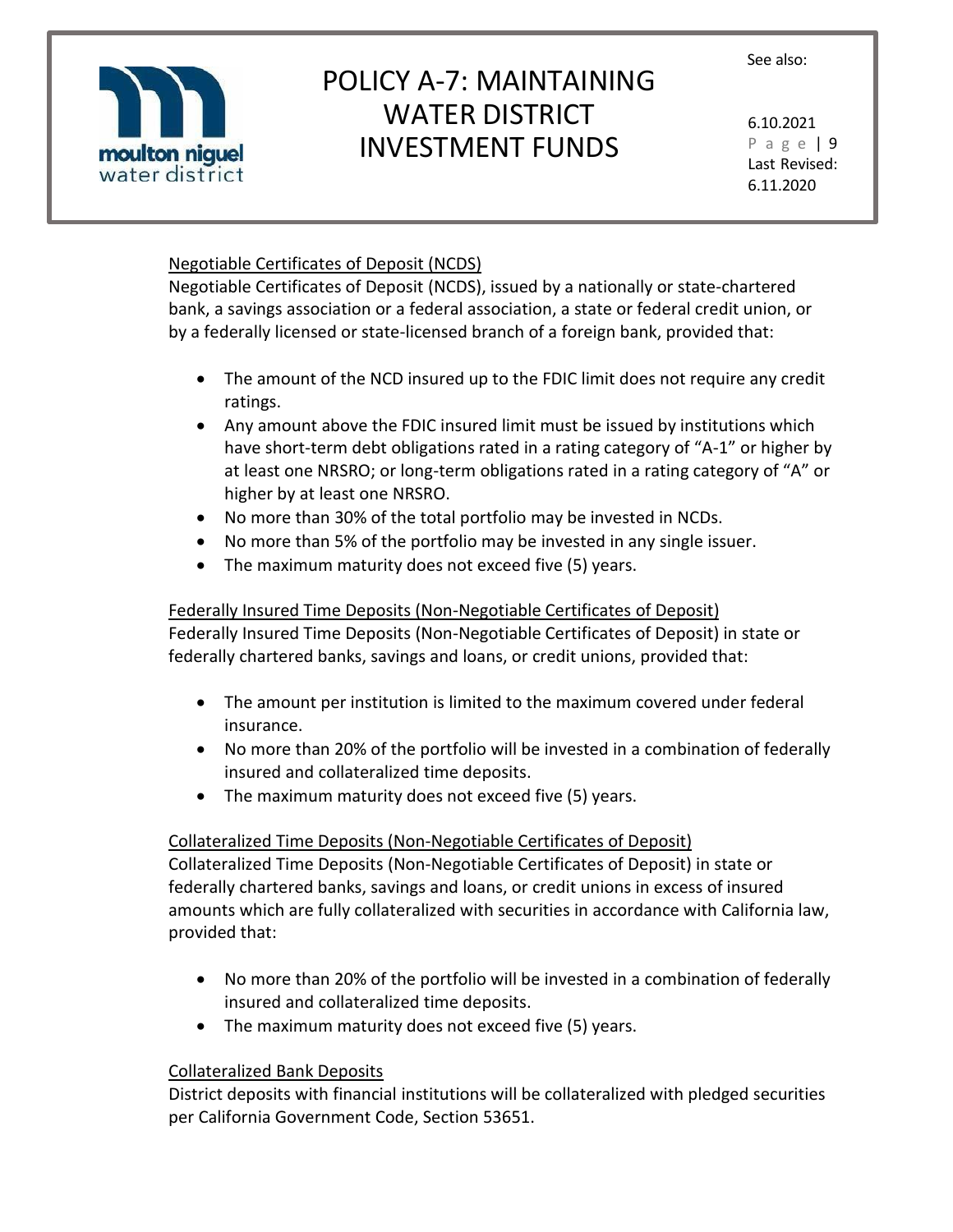Negotiable Certificates of Deposit (NCDS)

Negotiable Certificates of Deposit (NCDS), issued by a nationally or state-chartered bank, a savings association or a federal association, a state or federal credit union, or by a federally licensed or state-licensed branch of a foreign bank, provided that:

- The amount of the NCD insured up to the FDIC limit does not require any credit ratings.
- Any amount above the FDIC insured limit must be issued by institutions which have short-term debt obligations rated in a rating category of "A-1" or higher by at least one NRSRO; or long-term obligations rated in a rating category of "A" or higher by at least one NRSRO.
- No more than 30% of the total portfolio may be invested in NCDs.
- No more than 5% of the portfolio may be invested in any single issuer.
- The maximum maturity does not exceed five (5) years.

Federally Insured Time Deposits (Non-Negotiable Certificates of Deposit)

Federally Insured Time Deposits (Non-Negotiable Certificates of Deposit) in state or federally chartered banks, savings and loans, or credit unions, provided that:

- The amount per institution is limited to the maximum covered under federal insurance.
- No more than 20% of the portfolio will be invested in a combination of federally insured and collateralized time deposits.
- The maximum maturity does not exceed five (5) years.

Collateralized Time Deposits (Non-Negotiable Certificates of Deposit)

Collateralized Time Deposits (Non-Negotiable Certificates of Deposit) in state or federally chartered banks, savings and loans, or credit unions in excess of insured amounts which are fully collateralized with securities in accordance with California law, provided that:

- No more than 20% of the portfolio will be invested in a combination of federally insured and collateralized time deposits.
- The maximum maturity does not exceed five (5) years.

Collateralized Bank Deposits

District deposits with financial institutions will be collateralized with pledged securities per California Government Code, Section 53651.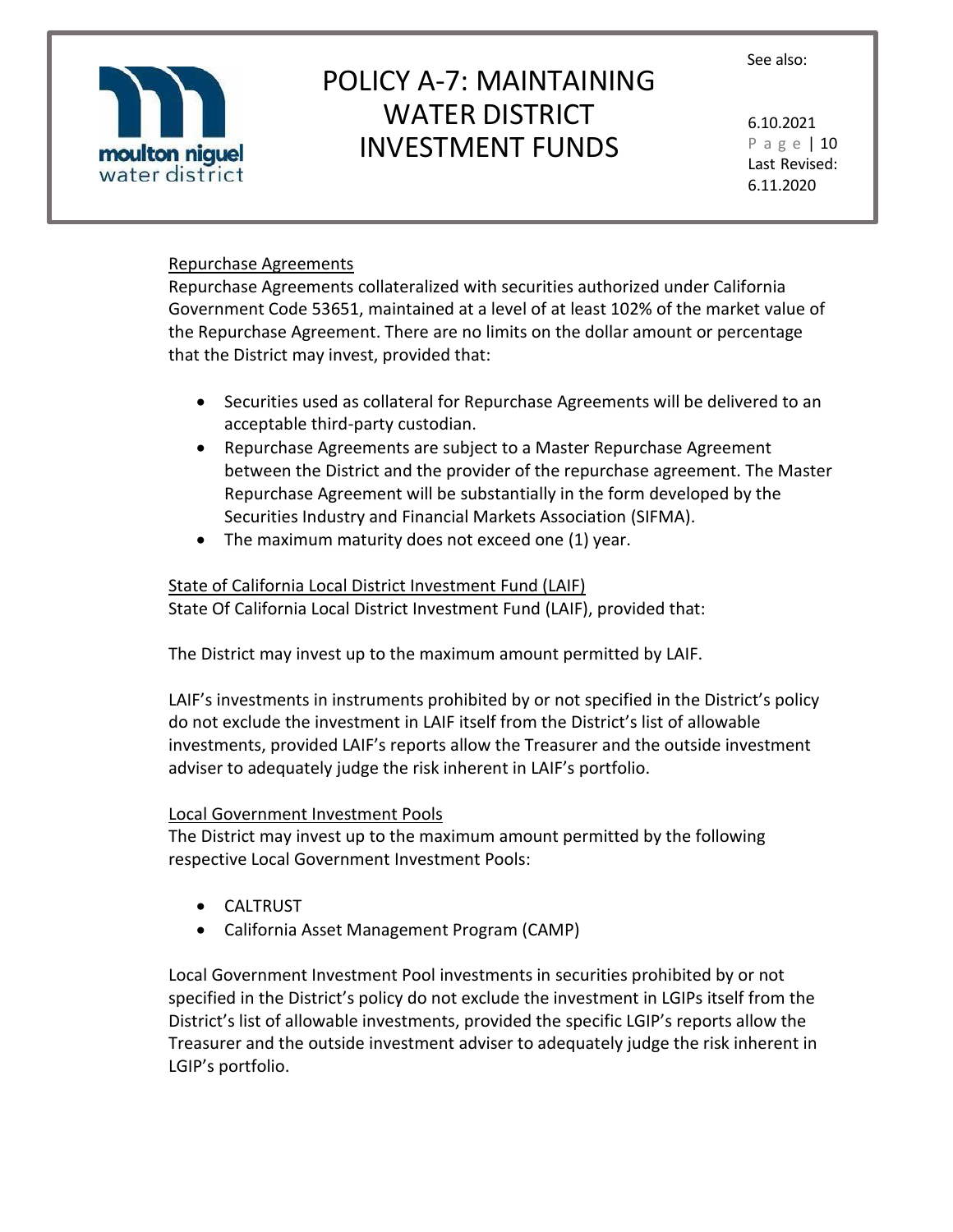Repurchase Agreements

Repurchase Agreements collateralized with securities authorized under California Government Code 53651, maintained at a level of at least 102% of the market value of the Repurchase Agreement. There are no limits on the dollar amount or percentage that the District may invest, provided that:

- Securities used as collateral for Repurchase Agreements will be delivered to an acceptable third-party custodian.
- Repurchase Agreements are subject to a Master Repurchase Agreement between the District and the provider of the repurchase agreement. The Master Repurchase Agreement will be substantially in the form developed by the Securities Industry and Financial Markets Association (SIFMA).
- The maximum maturity does not exceed one (1) year.

State of California Local District Investment Fund (LAIF)

State Of California Local District Investment Fund (LAIF), provided that:

The District may invest up to the maximum amount permitted by LAIF.

LAIF's investments in instruments prohibited by or not specified in the District's policy do not exclude the investment in LAIF itself from the District's list of allowable investments, provided LAIF's reports allow the Treasurer and the outside investment adviser to adequately judge the risk inherent in LAIF's portfolio.

Local Government Investment Pools

The District may invest up to the maximum amount permitted by the following respective Local Government Investment Pools:

- CALTRUST
- California Asset Management Program (CAMP)

Local Government Investment Pool investments in securities prohibited by or not specified in the District's policy do not exclude the investment in LGIPs itself from the District's list of allowable investments, provided the specific LGIP's reports allow the Treasurer and the outside investment adviser to adequately judge the risk inherent in LGIP's portfolio.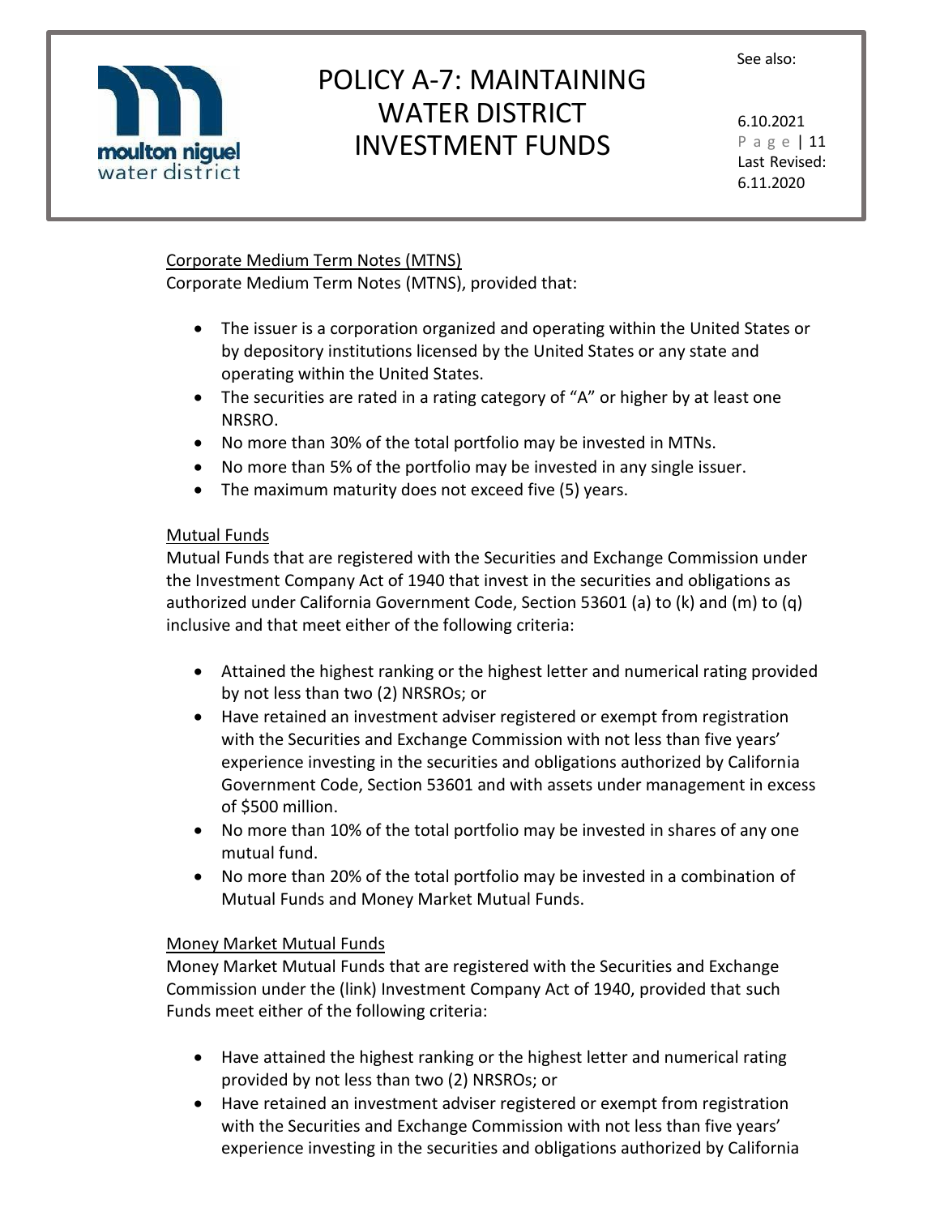Corporate Medium Term Notes (MTNS)

Corporate Medium Term Notes (MTNS), provided that:

- The issuer is a corporation organized and operating within the United States or by depository institutions licensed by the United States or any state and operating within the United States.
- The securities are rated in a rating category of "A" or higher by at least one NRSRO.
- No more than 30% of the total portfolio may be invested in MTNs.
- No more than 5% of the portfolio may be invested in any single issuer.
- The maximum maturity does not exceed five (5) years.

Mutual Funds

Mutual Funds that are registered with the Securities and Exchange Commission under the Investment Company Act of 1940 that invest in the securities and obligations as authorized under California Government Code, Section 53601 (a) to (k) and (m) to (q) inclusive and that meet either of the following criteria:

- Attained the highest ranking or the highest letter and numerical rating provided by not less than two (2) NRSROs; or
- Have retained an investment adviser registered or exempt from registration with the Securities and Exchange Commission with not less than five years' experience investing in the securities and obligations authorized by California Government Code, Section 53601 and with assets under management in excess of $500 million.
- No more than 10% of the total portfolio may be invested in shares of any one mutual fund.
- No more than 20% of the total portfolio may be invested in a combination of Mutual Funds and Money Market Mutual Funds.

Money Market Mutual Funds

Money Market Mutual Funds that are registered with the Securities and Exchange Commission under the (link) Investment Company Act of 1940, provided that such Funds meet either of the following criteria:

- Have attained the highest ranking or the highest letter and numerical rating provided by not less than two (2) NRSROs; or
- Have retained an investment adviser registered or exempt from registration with the Securities and Exchange Commission with not less than five years' experience investing in the securities and obligations authorized by California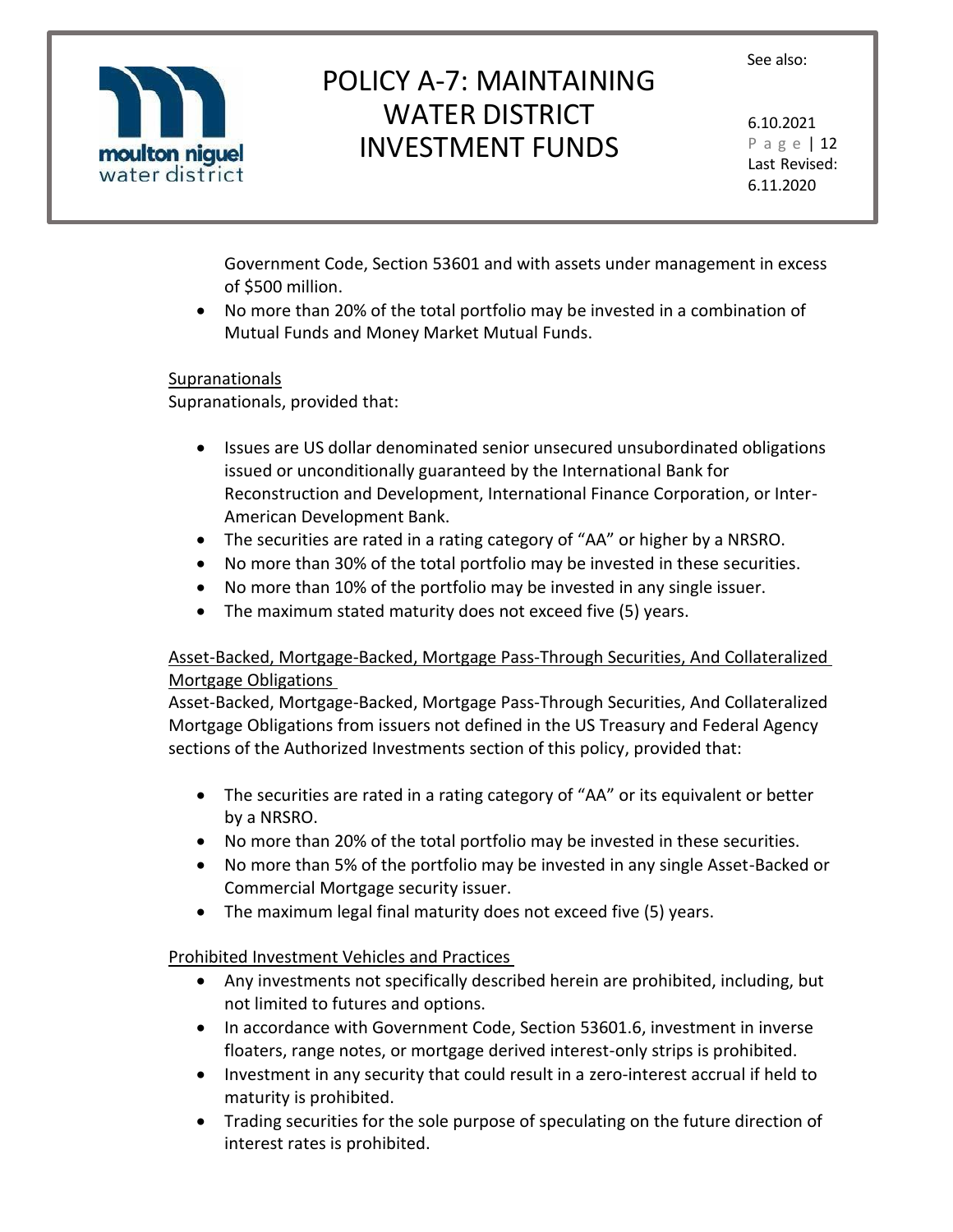Government Code, Section 53601 and with assets under management in excess of $500 million.

- No more than 20% of the total portfolio may be invested in a combination of Mutual Funds and Money Market Mutual Funds.

Supranationals

Supranationals, provided that:

- Issues are US dollar denominated senior unsecured unsubordinated obligations issued or unconditionally guaranteed by the International Bank for Reconstruction and Development, International Finance Corporation, or Inter-American Development Bank.
- The securities are rated in a rating category of "AA" or higher by a NRSRO.
- No more than 30% of the total portfolio may be invested in these securities.
- No more than 10% of the portfolio may be invested in any single issuer.
- The maximum stated maturity does not exceed five (5) years.

Asset-Backed, Mortgage-Backed, Mortgage Pass-Through Securities, And Collateralized Mortgage Obligations

Asset-Backed, Mortgage-Backed, Mortgage Pass-Through Securities, And Collateralized Mortgage Obligations from issuers not defined in the US Treasury and Federal Agency sections of the Authorized Investments section of this policy, provided that:

- The securities are rated in a rating category of "AA" or its equivalent or better by a NRSRO.
- No more than 20% of the total portfolio may be invested in these securities.
- No more than 5% of the portfolio may be invested in any single Asset-Backed or Commercial Mortgage security issuer.
- The maximum legal final maturity does not exceed five (5) years.

Prohibited Investment Vehicles and Practices

- Any investments not specifically described herein are prohibited, including, but not limited to futures and options.
- In accordance with Government Code, Section 53601.6, investment in inverse floaters, range notes, or mortgage derived interest-only strips is prohibited.
- Investment in any security that could result in a zero-interest accrual if held to maturity is prohibited.
- Trading securities for the sole purpose of speculating on the future direction of interest rates is prohibited.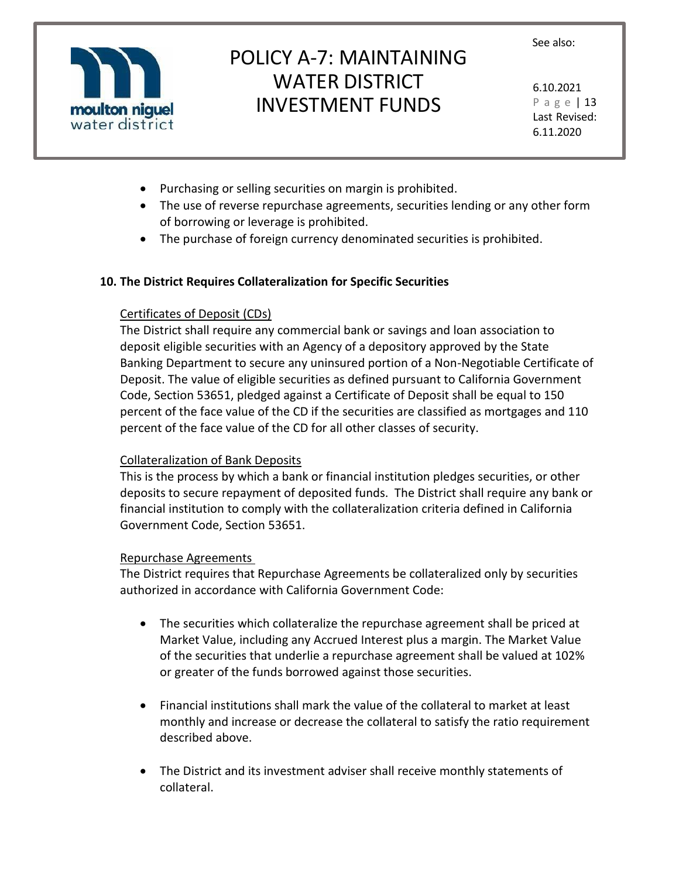- Purchasing or selling securities on margin is prohibited.
- The use of reverse repurchase agreements, securities lending or any other form of borrowing or leverage is prohibited.
- The purchase of foreign currency denominated securities is prohibited.

## 10. The District Requires Collateralization for Specific Securities

Certificates of Deposit (CDs)

The District shall require any commercial bank or savings and loan association to deposit eligible securities with an Agency of a depository approved by the State Banking Department to secure any uninsured portion of a Non-Negotiable Certificate of Deposit. The value of eligible securities as defined pursuant to California Government Code, Section 53651, pledged against a Certificate of Deposit shall be equal to 150 percent of the face value of the CD if the securities are classified as mortgages and 110 percent of the face value of the CD for all other classes of security.

Collateralization of Bank Deposits

This is the process by which a bank or financial institution pledges securities, or other deposits to secure repayment of deposited funds. The District shall require any bank or financial institution to comply with the collateralization criteria defined in California Government Code, Section 53651.

Repurchase Agreements

The District requires that Repurchase Agreements be collateralized only by securities authorized in accordance with California Government Code:

- The securities which collateralize the repurchase agreement shall be priced at Market Value, including any Accrued Interest plus a margin. The Market Value of the securities that underlie a repurchase agreement shall be valued at 102% or greater of the funds borrowed against those securities.

- Financial institutions shall mark the value of the collateral to market at least monthly and increase or decrease the collateral to satisfy the ratio requirement described above.

- The District and its investment adviser shall receive monthly statements of collateral.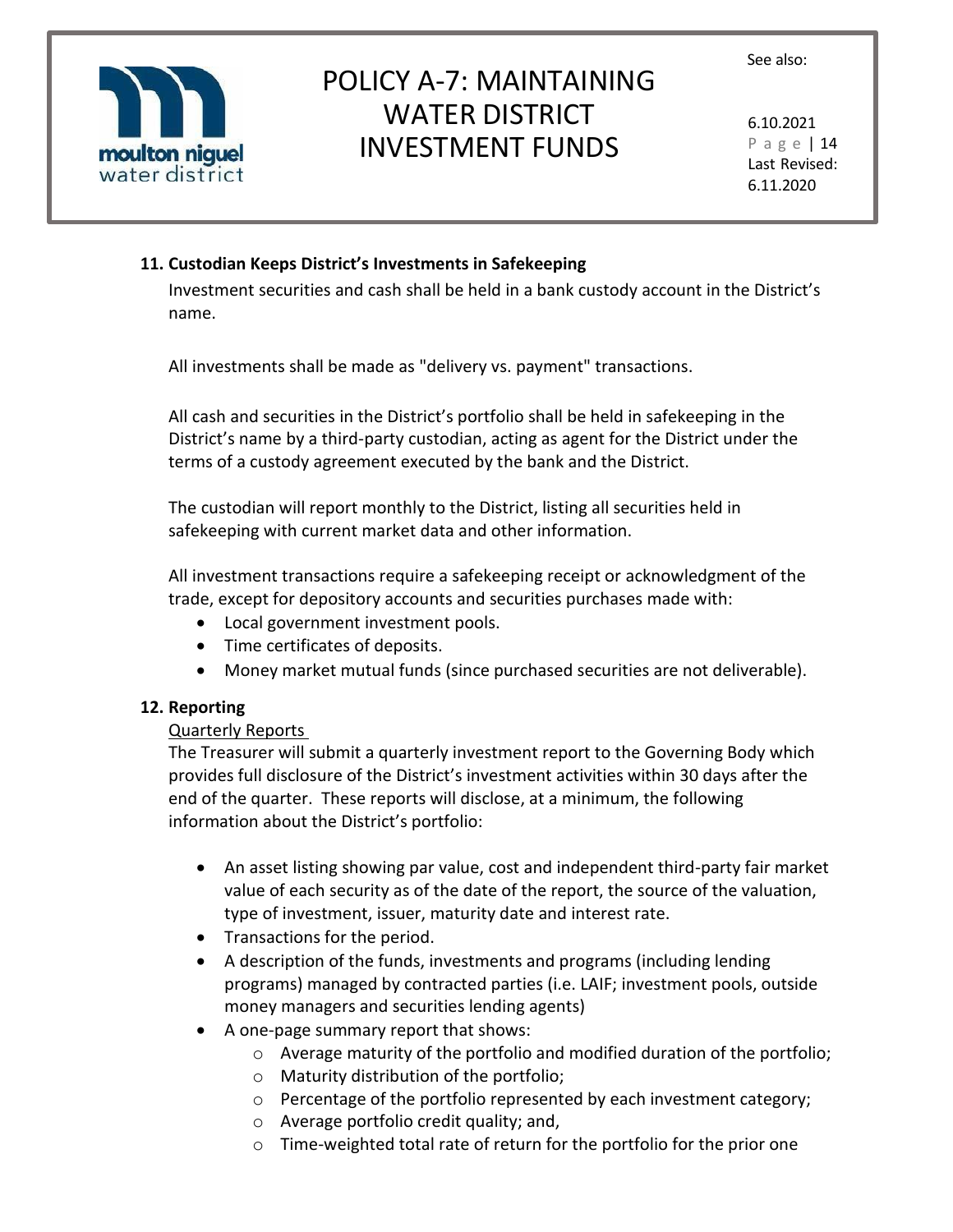### 11. Custodian Keeps District's Investments in Safekeeping

Investment securities and cash shall be held in a bank custody account in the District's name.

All investments shall be made as "delivery vs. payment" transactions.

All cash and securities in the District's portfolio shall be held in safekeeping in the District's name by a third-party custodian, acting as agent for the District under the terms of a custody agreement executed by the bank and the District.

The custodian will report monthly to the District, listing all securities held in safekeeping with current market data and other information.

All investment transactions require a safekeeping receipt or acknowledgment of the trade, except for depository accounts and securities purchases made with:

- Local government investment pools.
- Time certificates of deposits.
- Money market mutual funds (since purchased securities are not deliverable).

### 12. Reporting

Quarterly Reports

The Treasurer will submit a quarterly investment report to the Governing Body which provides full disclosure of the District's investment activities within 30 days after the end of the quarter. These reports will disclose, at a minimum, the following information about the District's portfolio:

- An asset listing showing par value, cost and independent third-party fair market value of each security as of the date of the report, the source of the valuation, type of investment, issuer, maturity date and interest rate.
- Transactions for the period.
- A description of the funds, investments and programs (including lending programs) managed by contracted parties (i.e. LAIF; investment pools, outside money managers and securities lending agents)
- A one-page summary report that shows:
    - Average maturity of the portfolio and modified duration of the portfolio;
    - Maturity distribution of the portfolio;
    - Percentage of the portfolio represented by each investment category;
    - Average portfolio credit quality; and,
    - Time-weighted total rate of return for the portfolio for the prior one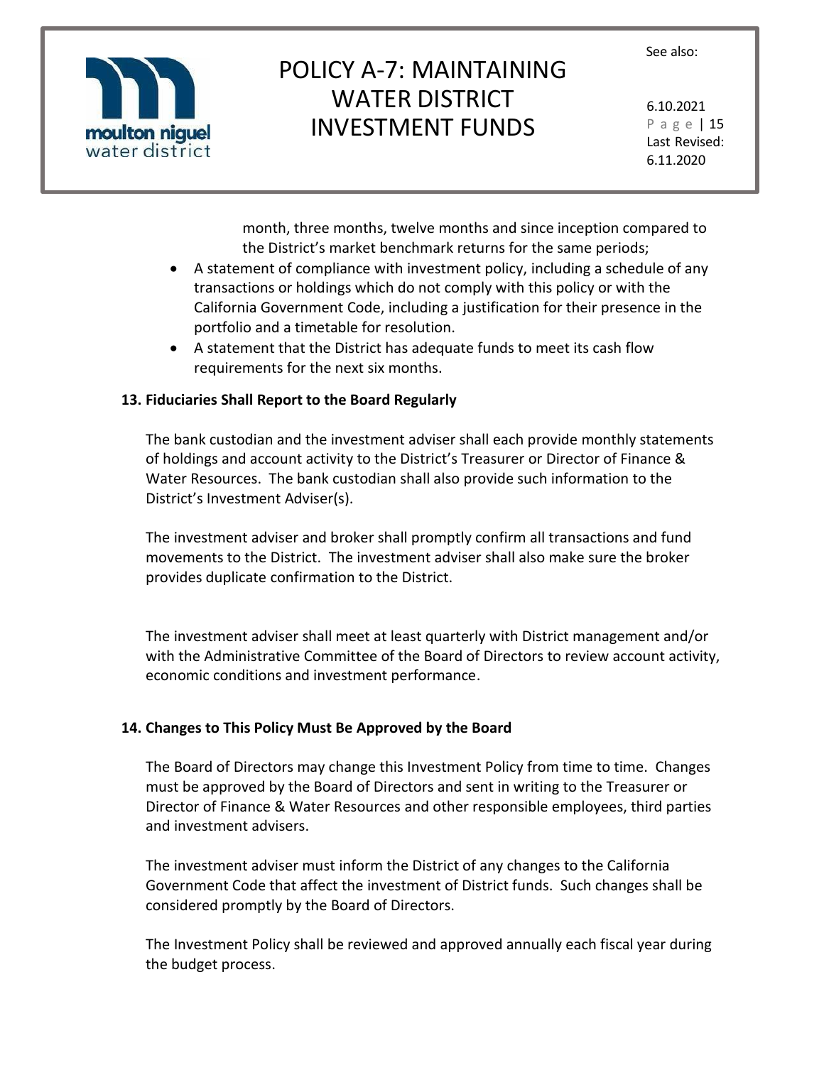month, three months, twelve months and since inception compared to the District's market benchmark returns for the same periods;

- A statement of compliance with investment policy, including a schedule of any transactions or holdings which do not comply with this policy or with the California Government Code, including a justification for their presence in the portfolio and a timetable for resolution.
- A statement that the District has adequate funds to meet its cash flow requirements for the next six months.

**13. Fiduciaries Shall Report to the Board Regularly**

The bank custodian and the investment adviser shall each provide monthly statements of holdings and account activity to the District's Treasurer or Director of Finance & Water Resources. The bank custodian shall also provide such information to the District's Investment Adviser(s).

The investment adviser and broker shall promptly confirm all transactions and fund movements to the District. The investment adviser shall also make sure the broker provides duplicate confirmation to the District.

The investment adviser shall meet at least quarterly with District management and/or with the Administrative Committee of the Board of Directors to review account activity, economic conditions and investment performance.

**14. Changes to This Policy Must Be Approved by the Board**

The Board of Directors may change this Investment Policy from time to time. Changes must be approved by the Board of Directors and sent in writing to the Treasurer or Director of Finance & Water Resources and other responsible employees, third parties and investment advisers.

The investment adviser must inform the District of any changes to the California Government Code that affect the investment of District funds. Such changes shall be considered promptly by the Board of Directors.

The Investment Policy shall be reviewed and approved annually each fiscal year during the budget process.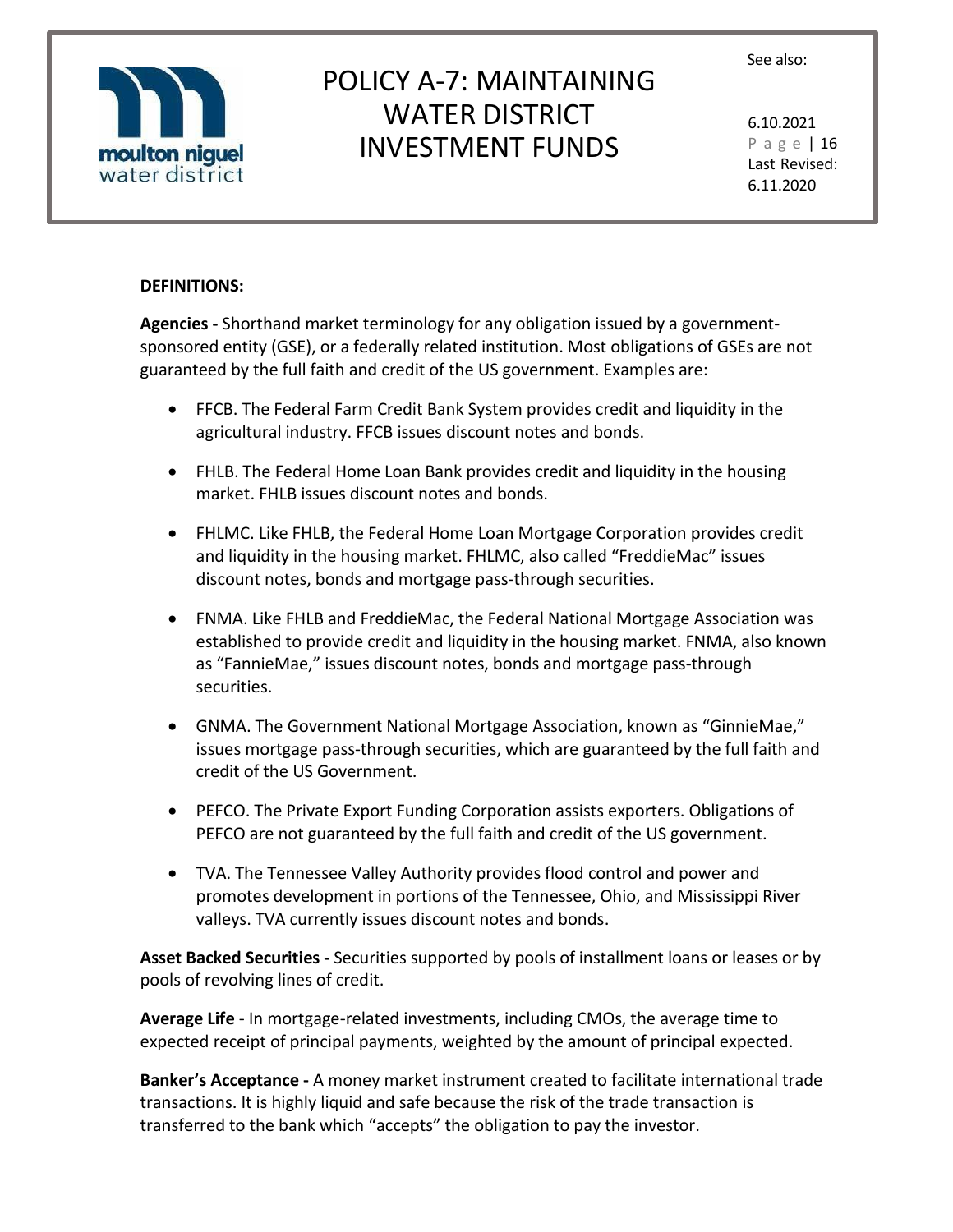**DEFINITIONS:**

**Agencies -** Shorthand market terminology for any obligation issued by a government-sponsored entity (GSE), or a federally related institution. Most obligations of GSEs are not guaranteed by the full faith and credit of the US government. Examples are:

- FFCB. The Federal Farm Credit Bank System provides credit and liquidity in the agricultural industry. FFCB issues discount notes and bonds.
- FHLB. The Federal Home Loan Bank provides credit and liquidity in the housing market. FHLB issues discount notes and bonds.
- FHLMC. Like FHLB, the Federal Home Loan Mortgage Corporation provides credit and liquidity in the housing market. FHLMC, also called "FreddieMac" issues discount notes, bonds and mortgage pass-through securities.
- FNMA. Like FHLB and FreddieMac, the Federal National Mortgage Association was established to provide credit and liquidity in the housing market. FNMA, also known as "FannieMae," issues discount notes, bonds and mortgage pass-through securities.
- GNMA. The Government National Mortgage Association, known as "GinnieMae," issues mortgage pass-through securities, which are guaranteed by the full faith and credit of the US Government.
- PEFCO. The Private Export Funding Corporation assists exporters. Obligations of PEFCO are not guaranteed by the full faith and credit of the US government.
- TVA. The Tennessee Valley Authority provides flood control and power and promotes development in portions of the Tennessee, Ohio, and Mississippi River valleys. TVA currently issues discount notes and bonds.

**Asset Backed Securities -** Securities supported by pools of installment loans or leases or by pools of revolving lines of credit.

**Average Life** - In mortgage-related investments, including CMOs, the average time to expected receipt of principal payments, weighted by the amount of principal expected.

**Banker's Acceptance -** A money market instrument created to facilitate international trade transactions. It is highly liquid and safe because the risk of the trade transaction is transferred to the bank which "accepts" the obligation to pay the investor.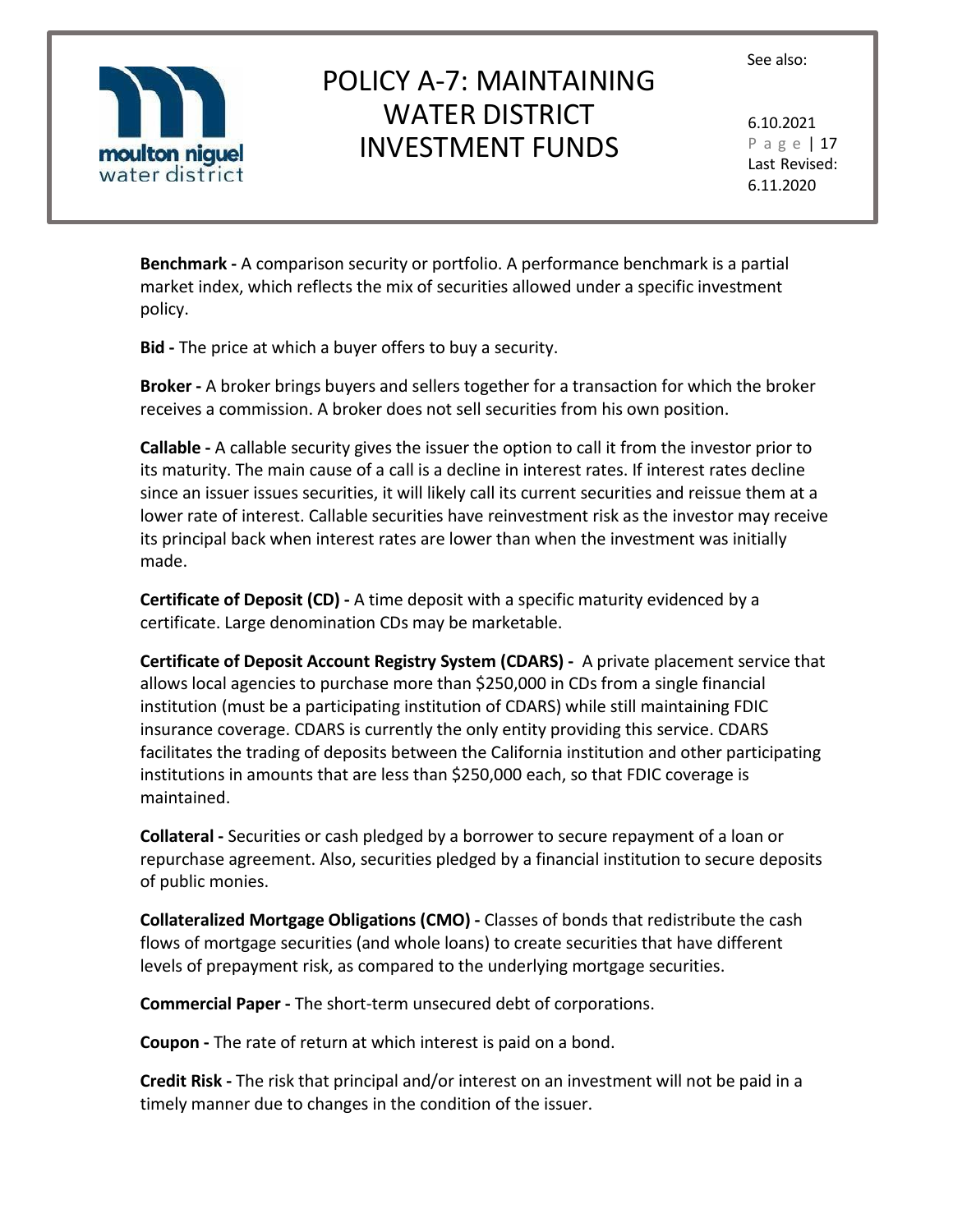**Benchmark -** A comparison security or portfolio. A performance benchmark is a partial market index, which reflects the mix of securities allowed under a specific investment policy.

**Bid -** The price at which a buyer offers to buy a security.

**Broker -** A broker brings buyers and sellers together for a transaction for which the broker receives a commission. A broker does not sell securities from his own position.

**Callable -** A callable security gives the issuer the option to call it from the investor prior to its maturity. The main cause of a call is a decline in interest rates. If interest rates decline since an issuer issues securities, it will likely call its current securities and reissue them at a lower rate of interest. Callable securities have reinvestment risk as the investor may receive its principal back when interest rates are lower than when the investment was initially made.

**Certificate of Deposit (CD) -** A time deposit with a specific maturity evidenced by a certificate. Large denomination CDs may be marketable.

**Certificate of Deposit Account Registry System (CDARS) -** A private placement service that allows local agencies to purchase more than $250,000 in CDs from a single financial institution (must be a participating institution of CDARS) while still maintaining FDIC insurance coverage. CDARS is currently the only entity providing this service. CDARS facilitates the trading of deposits between the California institution and other participating institutions in amounts that are less than $250,000 each, so that FDIC coverage is maintained.

**Collateral -** Securities or cash pledged by a borrower to secure repayment of a loan or repurchase agreement. Also, securities pledged by a financial institution to secure deposits of public monies.

**Collateralized Mortgage Obligations (CMO) -** Classes of bonds that redistribute the cash flows of mortgage securities (and whole loans) to create securities that have different levels of prepayment risk, as compared to the underlying mortgage securities.

**Commercial Paper -** The short-term unsecured debt of corporations.

**Coupon -** The rate of return at which interest is paid on a bond.

**Credit Risk -** The risk that principal and/or interest on an investment will not be paid in a timely manner due to changes in the condition of the issuer.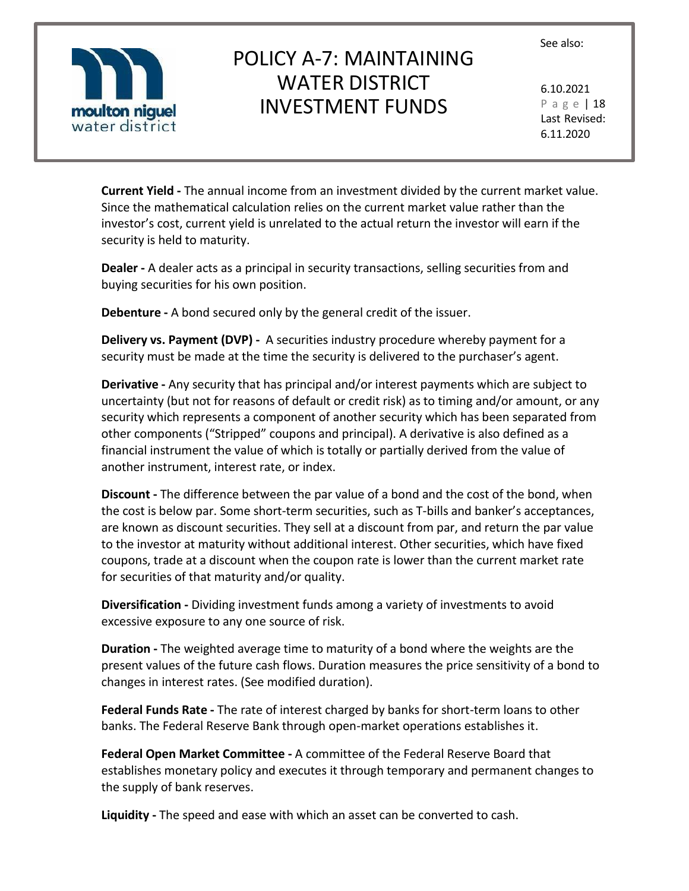**Current Yield -** The annual income from an investment divided by the current market value. Since the mathematical calculation relies on the current market value rather than the investor's cost, current yield is unrelated to the actual return the investor will earn if the security is held to maturity.

**Dealer -** A dealer acts as a principal in security transactions, selling securities from and buying securities for his own position.

**Debenture -** A bond secured only by the general credit of the issuer.

**Delivery vs. Payment (DVP) -** A securities industry procedure whereby payment for a security must be made at the time the security is delivered to the purchaser's agent.

**Derivative -** Any security that has principal and/or interest payments which are subject to uncertainty (but not for reasons of default or credit risk) as to timing and/or amount, or any security which represents a component of another security which has been separated from other components ("Stripped" coupons and principal). A derivative is also defined as a financial instrument the value of which is totally or partially derived from the value of another instrument, interest rate, or index.

**Discount -** The difference between the par value of a bond and the cost of the bond, when the cost is below par. Some short-term securities, such as T-bills and banker's acceptances, are known as discount securities. They sell at a discount from par, and return the par value to the investor at maturity without additional interest. Other securities, which have fixed coupons, trade at a discount when the coupon rate is lower than the current market rate for securities of that maturity and/or quality.

**Diversification -** Dividing investment funds among a variety of investments to avoid excessive exposure to any one source of risk.

**Duration -** The weighted average time to maturity of a bond where the weights are the present values of the future cash flows. Duration measures the price sensitivity of a bond to changes in interest rates. (See modified duration).

**Federal Funds Rate -** The rate of interest charged by banks for short-term loans to other banks. The Federal Reserve Bank through open-market operations establishes it.

**Federal Open Market Committee -** A committee of the Federal Reserve Board that establishes monetary policy and executes it through temporary and permanent changes to the supply of bank reserves.

**Liquidity -** The speed and ease with which an asset can be converted to cash.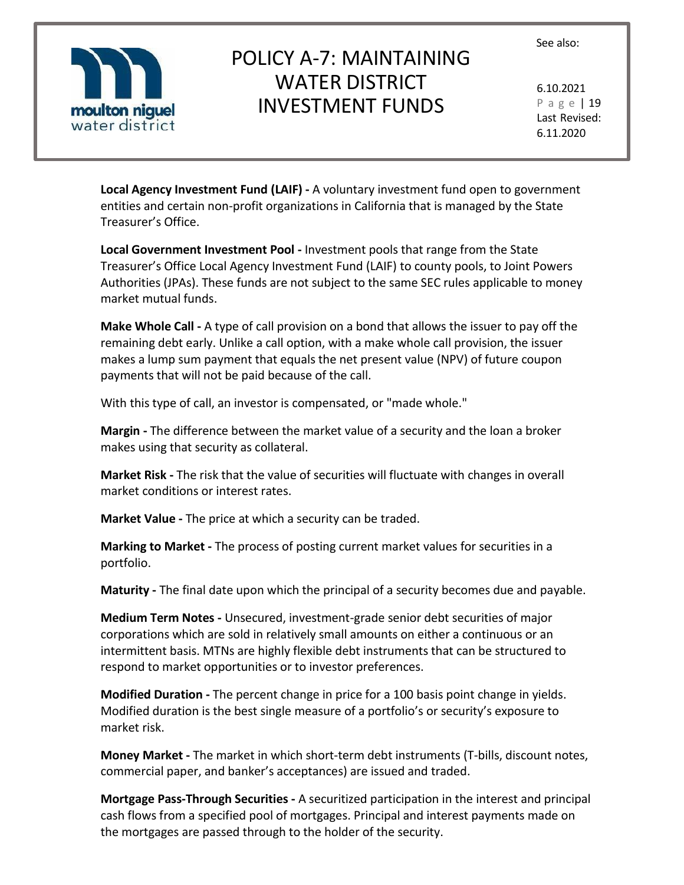**Local Agency Investment Fund (LAIF) -** A voluntary investment fund open to government entities and certain non-profit organizations in California that is managed by the State Treasurer's Office.

**Local Government Investment Pool -** Investment pools that range from the State Treasurer's Office Local Agency Investment Fund (LAIF) to county pools, to Joint Powers Authorities (JPAs). These funds are not subject to the same SEC rules applicable to money market mutual funds.

**Make Whole Call -** A type of call provision on a bond that allows the issuer to pay off the remaining debt early. Unlike a call option, with a make whole call provision, the issuer makes a lump sum payment that equals the net present value (NPV) of future coupon payments that will not be paid because of the call.

With this type of call, an investor is compensated, or "made whole."

**Margin -** The difference between the market value of a security and the loan a broker makes using that security as collateral.

**Market Risk -** The risk that the value of securities will fluctuate with changes in overall market conditions or interest rates.

**Market Value -** The price at which a security can be traded.

**Marking to Market -** The process of posting current market values for securities in a portfolio.

**Maturity -** The final date upon which the principal of a security becomes due and payable.

**Medium Term Notes -** Unsecured, investment-grade senior debt securities of major corporations which are sold in relatively small amounts on either a continuous or an intermittent basis. MTNs are highly flexible debt instruments that can be structured to respond to market opportunities or to investor preferences.

**Modified Duration -** The percent change in price for a 100 basis point change in yields. Modified duration is the best single measure of a portfolio's or security's exposure to market risk.

**Money Market -** The market in which short-term debt instruments (T-bills, discount notes, commercial paper, and banker's acceptances) are issued and traded.

**Mortgage Pass-Through Securities -** A securitized participation in the interest and principal cash flows from a specified pool of mortgages. Principal and interest payments made on the mortgages are passed through to the holder of the security.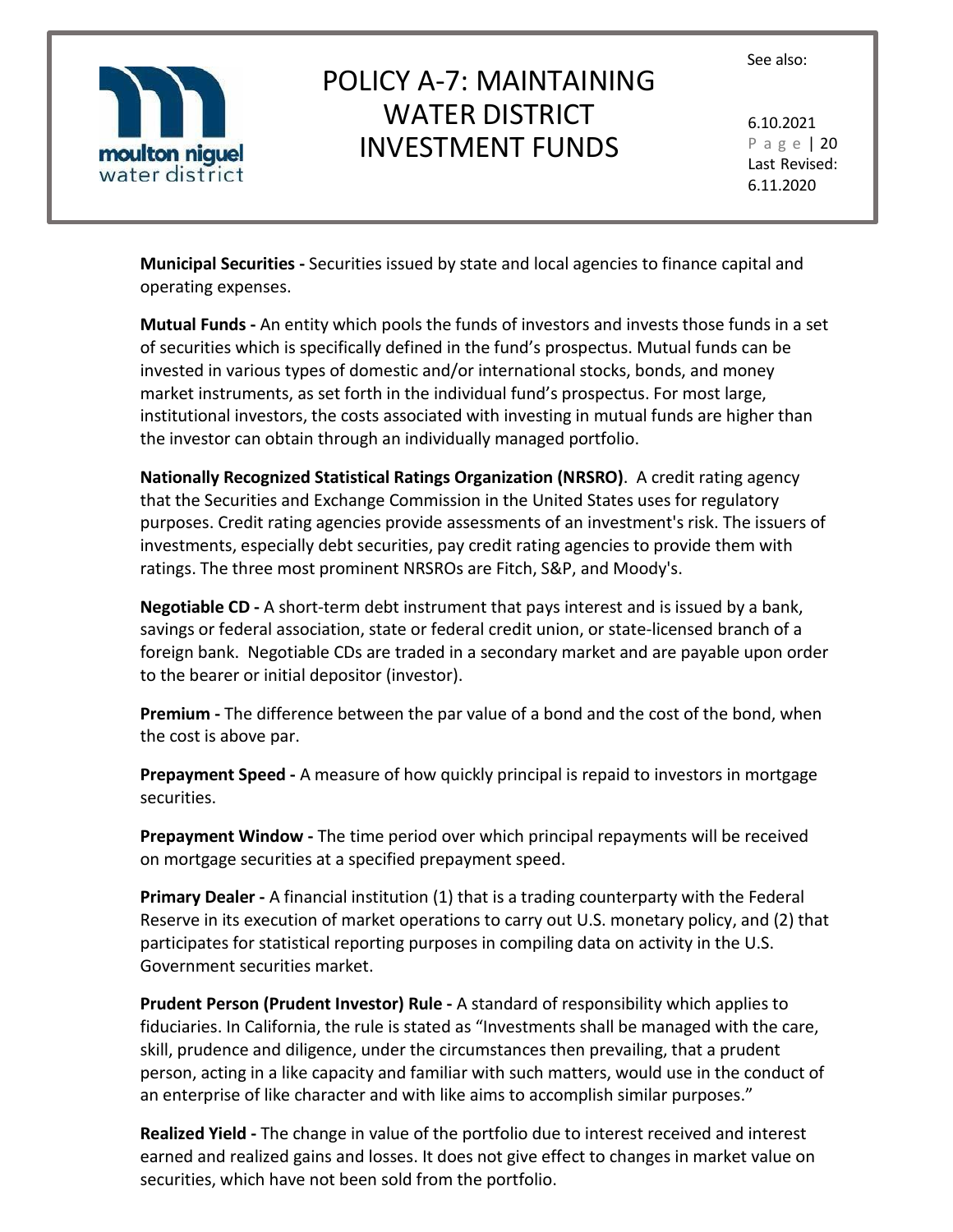**Municipal Securities -** Securities issued by state and local agencies to finance capital and operating expenses.

**Mutual Funds -** An entity which pools the funds of investors and invests those funds in a set of securities which is specifically defined in the fund's prospectus. Mutual funds can be invested in various types of domestic and/or international stocks, bonds, and money market instruments, as set forth in the individual fund's prospectus. For most large, institutional investors, the costs associated with investing in mutual funds are higher than the investor can obtain through an individually managed portfolio.

**Nationally Recognized Statistical Ratings Organization (NRSRO)**. A credit rating agency that the Securities and Exchange Commission in the United States uses for regulatory purposes. Credit rating agencies provide assessments of an investment's risk. The issuers of investments, especially debt securities, pay credit rating agencies to provide them with ratings. The three most prominent NRSROs are Fitch, S&P, and Moody's.

**Negotiable CD -** A short-term debt instrument that pays interest and is issued by a bank, savings or federal association, state or federal credit union, or state-licensed branch of a foreign bank. Negotiable CDs are traded in a secondary market and are payable upon order to the bearer or initial depositor (investor).

**Premium -** The difference between the par value of a bond and the cost of the bond, when the cost is above par.

**Prepayment Speed -** A measure of how quickly principal is repaid to investors in mortgage securities.

**Prepayment Window -** The time period over which principal repayments will be received on mortgage securities at a specified prepayment speed.

**Primary Dealer -** A financial institution (1) that is a trading counterparty with the Federal Reserve in its execution of market operations to carry out U.S. monetary policy, and (2) that participates for statistical reporting purposes in compiling data on activity in the U.S. Government securities market.

**Prudent Person (Prudent Investor) Rule -** A standard of responsibility which applies to fiduciaries. In California, the rule is stated as "Investments shall be managed with the care, skill, prudence and diligence, under the circumstances then prevailing, that a prudent person, acting in a like capacity and familiar with such matters, would use in the conduct of an enterprise of like character and with like aims to accomplish similar purposes."

**Realized Yield -** The change in value of the portfolio due to interest received and interest earned and realized gains and losses. It does not give effect to changes in market value on securities, which have not been sold from the portfolio.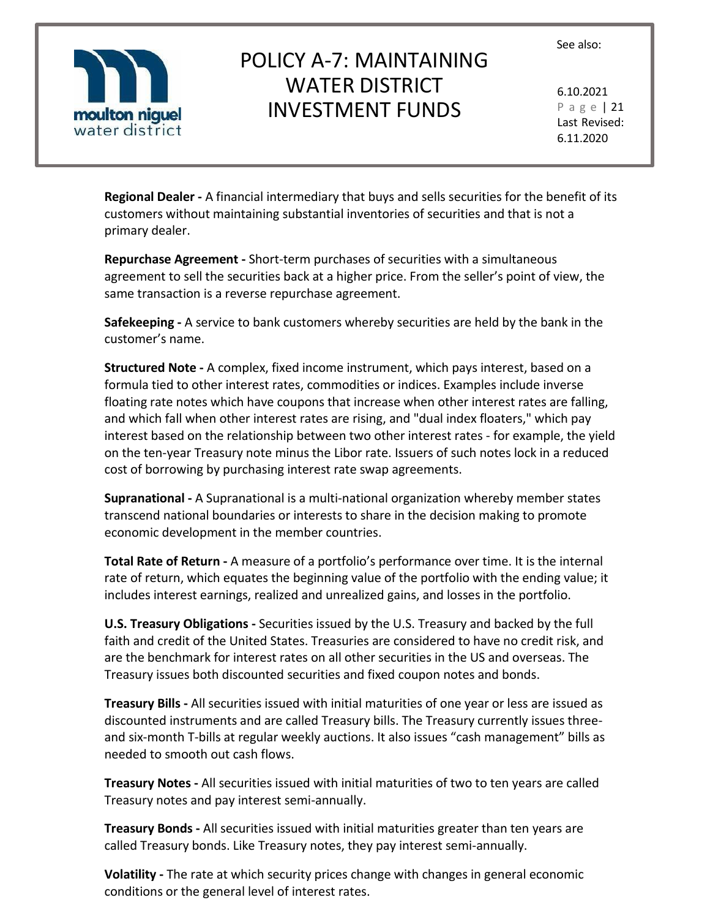**Regional Dealer -** A financial intermediary that buys and sells securities for the benefit of its customers without maintaining substantial inventories of securities and that is not a primary dealer.

**Repurchase Agreement -** Short-term purchases of securities with a simultaneous agreement to sell the securities back at a higher price. From the seller's point of view, the same transaction is a reverse repurchase agreement.

**Safekeeping -** A service to bank customers whereby securities are held by the bank in the customer's name.

**Structured Note -** A complex, fixed income instrument, which pays interest, based on a formula tied to other interest rates, commodities or indices. Examples include inverse floating rate notes which have coupons that increase when other interest rates are falling, and which fall when other interest rates are rising, and "dual index floaters," which pay interest based on the relationship between two other interest rates - for example, the yield on the ten-year Treasury note minus the Libor rate. Issuers of such notes lock in a reduced cost of borrowing by purchasing interest rate swap agreements.

**Supranational -** A Supranational is a multi-national organization whereby member states transcend national boundaries or interests to share in the decision making to promote economic development in the member countries.

**Total Rate of Return -** A measure of a portfolio's performance over time. It is the internal rate of return, which equates the beginning value of the portfolio with the ending value; it includes interest earnings, realized and unrealized gains, and losses in the portfolio.

**U.S. Treasury Obligations -** Securities issued by the U.S. Treasury and backed by the full faith and credit of the United States. Treasuries are considered to have no credit risk, and are the benchmark for interest rates on all other securities in the US and overseas. The Treasury issues both discounted securities and fixed coupon notes and bonds.

**Treasury Bills -** All securities issued with initial maturities of one year or less are issued as discounted instruments and are called Treasury bills. The Treasury currently issues three- and six-month T-bills at regular weekly auctions. It also issues "cash management" bills as needed to smooth out cash flows.

**Treasury Notes -** All securities issued with initial maturities of two to ten years are called Treasury notes and pay interest semi-annually.

**Treasury Bonds -** All securities issued with initial maturities greater than ten years are called Treasury bonds. Like Treasury notes, they pay interest semi-annually.

**Volatility -** The rate at which security prices change with changes in general economic conditions or the general level of interest rates.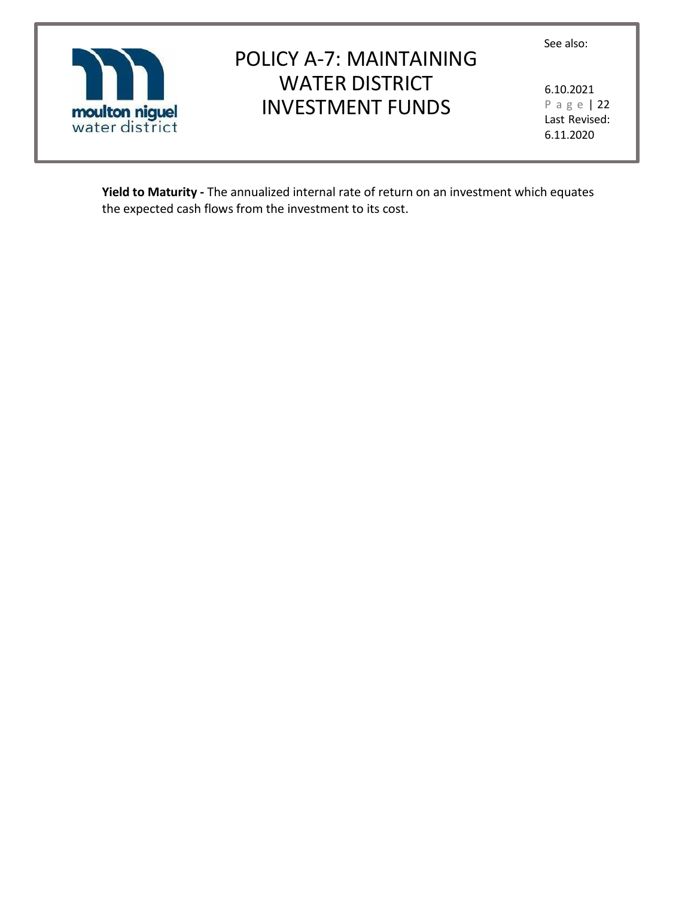**Yield to Maturity -** The annualized internal rate of return on an investment which equates the expected cash flows from the investment to its cost.